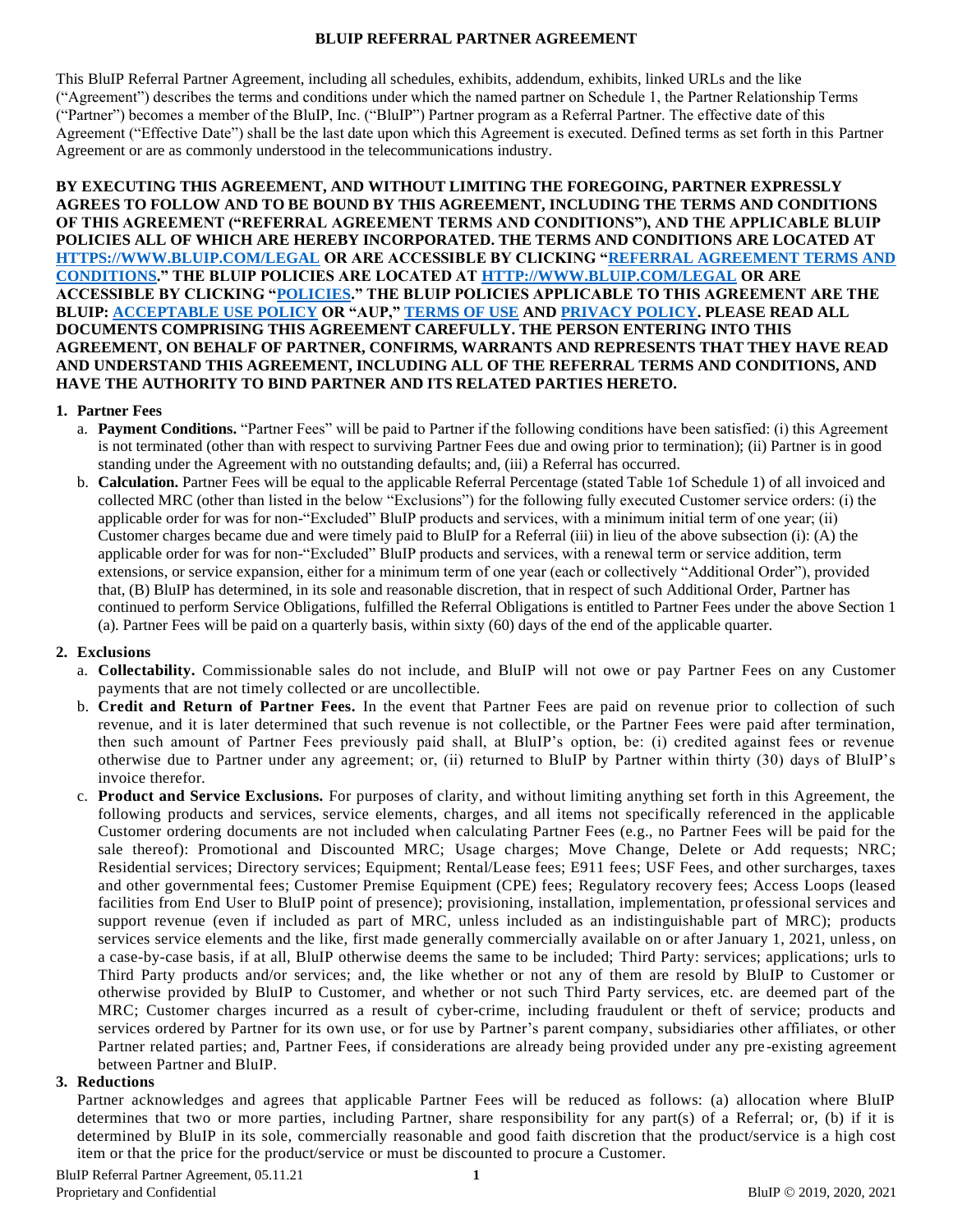# BLUIP REFERRAL PARTNER AGREEMENT

This BluIP Referral Partner Agreement, including all schedules, exhibits, addendum, exhibits, linked URLs and the like ("Agreement") describes the terms and conditions under which the named partner on Schedule 1, the Partner Relationship Terms ("Partner") becomes a member of the BluIP, Inc. ("BluIP") Partner program as a Referral Partner. The effective date of this Agreement ("Effective Date") shall be the last date upon which this Agreement is executed. Defined terms as set forth in this Partner Agreement or are as commonly understood in the telecommunications industry.

**BY EXECUTING THIS AGREEMENT, AND WITHOUT LIMITING THE FOREGOING, PARTNER EXPRESSLY AGREES TO FOLLOW AND TO BE BOUND BY THIS AGREEMENT, INCLUDING THE TERMS AND CONDITIONS OF THIS AGREEMENT ("REFERRAL AGREEMENT TERMS AND CONDITIONS"), AND THE APPLICABLE BLUIP POLICIES ALL OF WHICH ARE HEREBY INCORPORATED. THE TERMS AND CONDITIONS ARE LOCATED AT HTTPS://WWW.BLUIP.COM/LEGAL OR ARE ACCESSIBLE BY CLICKING "REFERRAL AGREEMENT TERMS AND CONDITIONS." THE BLUIP POLICIES ARE LOCATED AT HTTP://WWW.BLUIP.COM/LEGAL OR ARE ACCESSIBLE BY CLICKING "POLICIES." THE BLUIP POLICIES APPLICABLE TO THIS AGREEMENT ARE THE BLUIP: ACCEPTABLE USE POLICY OR "AUP," TERMS OF USE AND PRIVACY POLICY. PLEASE READ ALL DOCUMENTS COMPRISING THIS AGREEMENT CAREFULLY. THE PERSON ENTERING INTO THIS AGREEMENT, ON BEHALF OF PARTNER, CONFIRMS, WARRANTS AND REPRESENTS THAT THEY HAVE READ AND UNDERSTAND THIS AGREEMENT, INCLUDING ALL OF THE REFERRAL TERMS AND CONDITIONS, AND HAVE THE AUTHORITY TO BIND PARTNER AND ITS RELATED PARTIES HERETO.**

**1. Partner Fees**

a. **Payment Conditions.** "Partner Fees" will be paid to Partner if the following conditions have been satisfied: (i) this Agreement is not terminated (other than with respect to surviving Partner Fees due and owing prior to termination); (ii) Partner is in good standing under the Agreement with no outstanding defaults; and, (iii) a Referral has occurred.

b. **Calculation.** Partner Fees will be equal to the applicable Referral Percentage (stated Table 1of Schedule 1) of all invoiced and collected MRC (other than listed in the below "Exclusions") for the following fully executed Customer service orders: (i) the applicable order for was for non-"Excluded" BluIP products and services, with a minimum initial term of one year; (ii) Customer charges became due and were timely paid to BluIP for a Referral (iii) in lieu of the above subsection (i): (A) the applicable order for was for non-"Excluded" BluIP products and services, with a renewal term or service addition, term extensions, or service expansion, either for a minimum term of one year (each or collectively "Additional Order"), provided that, (B) BluIP has determined, in its sole and reasonable discretion, that in respect of such Additional Order, Partner has continued to perform Service Obligations, fulfilled the Referral Obligations is entitled to Partner Fees under the above Section 1 (a). Partner Fees will be paid on a quarterly basis, within sixty (60) days of the end of the applicable quarter.

**2. Exclusions**

a. **Collectability.** Commissionable sales do not include, and BluIP will not owe or pay Partner Fees on any Customer payments that are not timely collected or are uncollectible.

b. **Credit and Return of Partner Fees.** In the event that Partner Fees are paid on revenue prior to collection of such revenue, and it is later determined that such revenue is not collectible, or the Partner Fees were paid after termination, then such amount of Partner Fees previously paid shall, at BluIP's option, be: (i) credited against fees or revenue otherwise due to Partner under any agreement; or, (ii) returned to BluIP by Partner within thirty (30) days of BluIP's invoice therefor.

c. **Product and Service Exclusions.** For purposes of clarity, and without limiting anything set forth in this Agreement, the following products and services, service elements, charges, and all items not specifically referenced in the applicable Customer ordering documents are not included when calculating Partner Fees (e.g., no Partner Fees will be paid for the sale thereof): Promotional and Discounted MRC; Usage charges; Move Change, Delete or Add requests; NRC; Residential services; Directory services; Equipment; Rental/Lease fees; E911 fees; USF Fees, and other surcharges, taxes and other governmental fees; Customer Premise Equipment (CPE) fees; Regulatory recovery fees; Access Loops (leased facilities from End User to BluIP point of presence); provisioning, installation, implementation, professional services and support revenue (even if included as part of MRC, unless included as an indistinguishable part of MRC); products services service elements and the like, first made generally commercially available on or after January 1, 2021, unless, on a case-by-case basis, if at all, BluIP otherwise deems the same to be included; Third Party: services; applications; urls to Third Party products and/or services; and, the like whether or not any of them are resold by BluIP to Customer or otherwise provided by BluIP to Customer, and whether or not such Third Party services, etc. are deemed part of the MRC; Customer charges incurred as a result of cyber-crime, including fraudulent or theft of service; products and services ordered by Partner for its own use, or for use by Partner's parent company, subsidiaries other affiliates, or other Partner related parties; and, Partner Fees, if considerations are already being provided under any pre-existing agreement between Partner and BluIP.

**3. Reductions**

Partner acknowledges and agrees that applicable Partner Fees will be reduced as follows: (a) allocation where BluIP determines that two or more parties, including Partner, share responsibility for any part(s) of a Referral; or, (b) if it is determined by BluIP in its sole, commercially reasonable and good faith discretion that the product/service is a high cost item or that the price for the product/service or must be discounted to procure a Customer.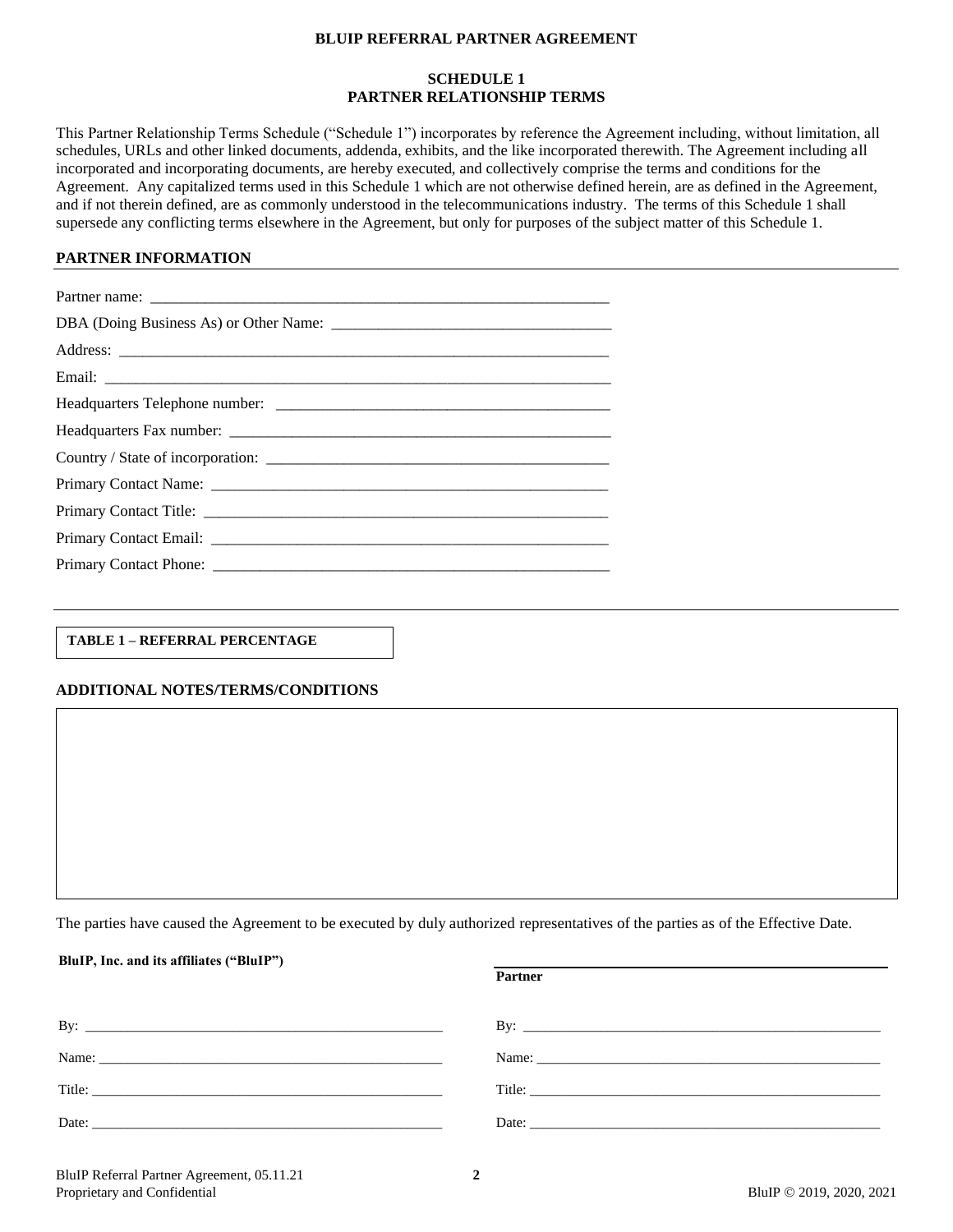# BLUIP REFERRAL PARTNER AGREEMENT

## SCHEDULE 1
## PARTNER RELATIONSHIP TERMS

This Partner Relationship Terms Schedule ("Schedule 1") incorporates by reference the Agreement including, without limitation, all schedules, URLs and other linked documents, addenda, exhibits, and the like incorporated therewith. The Agreement including all incorporated and incorporating documents, are hereby executed, and collectively comprise the terms and conditions for the Agreement. Any capitalized terms used in this Schedule 1 which are not otherwise defined herein, are as defined in the Agreement, and if not therein defined, are as commonly understood in the telecommunications industry. The terms of this Schedule 1 shall supersede any conflicting terms elsewhere in the Agreement, but only for purposes of the subject matter of this Schedule 1.

### PARTNER INFORMATION

Partner name: ___________________________________________________________

DBA (Doing Business As) or Other Name: ___________________________________

Address: _______________________________________________________________

Email: _________________________________________________________________

Headquarters Telephone number: __________________________________________

Headquarters Fax number: _______________________________________________

Country / State of incorporation: ___________________________________________

Primary Contact Name: __________________________________________________

Primary Contact Title: ___________________________________________________

Primary Contact Email: __________________________________________________

Primary Contact Phone: __________________________________________________

**TABLE 1 – REFERRAL PERCENTAGE**

### ADDITIONAL NOTES/TERMS/CONDITIONS

The parties have caused the Agreement to be executed by duly authorized representatives of the parties as of the Effective Date.

| **BluIP, Inc. and its affiliates ("BluIP")** | **Partner** |
|---|---|
| By: ______________________________ | By: ______________________________ |
| Name: ____________________________ | Name: ____________________________ |
| Title: _____________________________ | Title: _____________________________ |
| Date: _____________________________ | Date: _____________________________ |

BluIP Referral Partner Agreement, 05.11.21
Proprietary and Confidential

BluIP © 2019, 2020, 2021